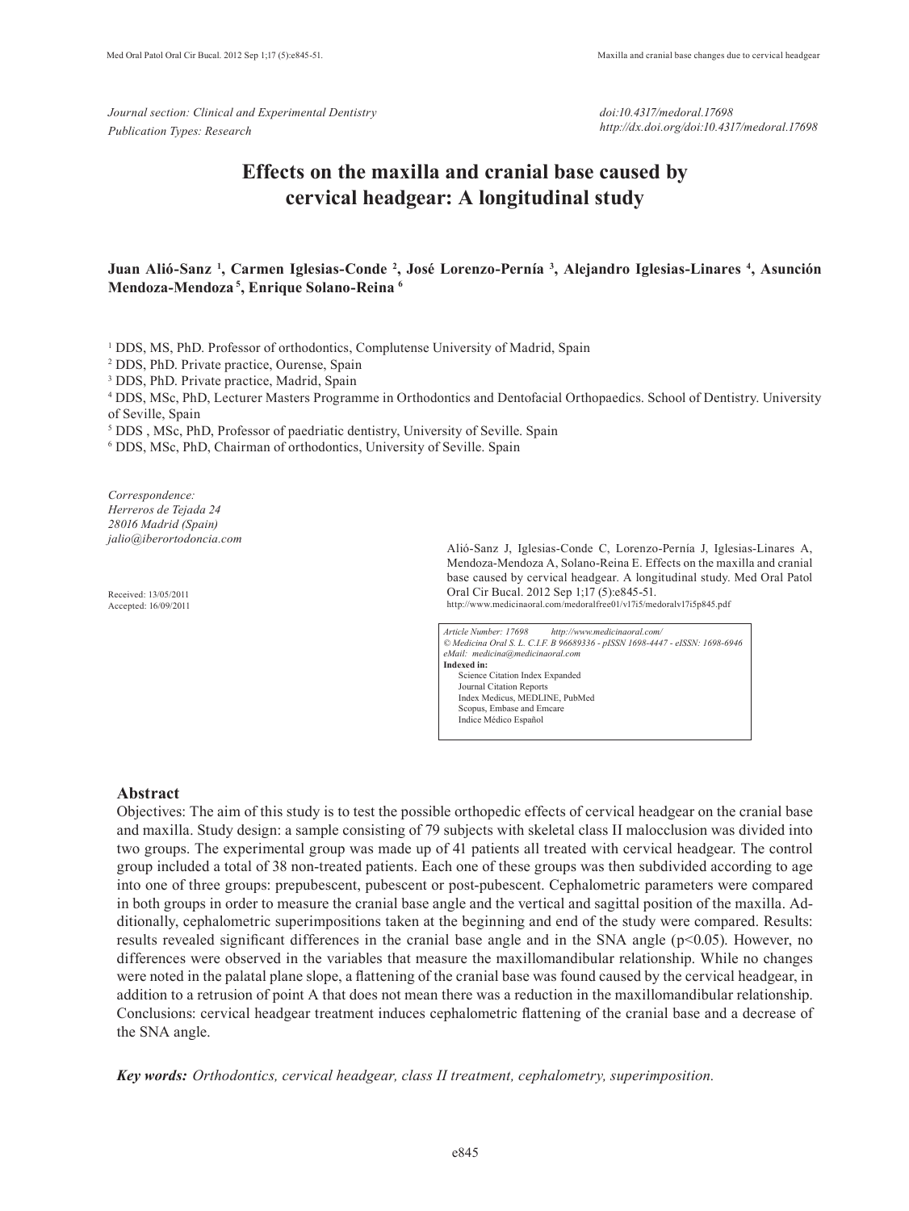Journal section: Clinical and Experimental Dentistry
Publication Types: Research

doi:10.4317/medoral.17698
http://dx.doi.org/doi:10.4317/medoral.17698

# Effects on the maxilla and cranial base caused by cervical headgear: A longitudinal study

**Juan Alió-Sanz [1], Carmen Iglesias-Conde [2], José Lorenzo-Pernía [3], Alejandro Iglesias-Linares [4], Asunción Mendoza-Mendoza [5], Enrique Solano-Reina [6]**

[1] DDS, MS, PhD. Professor of orthodontics, Complutense University of Madrid, Spain
[2] DDS, PhD. Private practice, Ourense, Spain
[3] DDS, PhD. Private practice, Madrid, Spain
[4] DDS, MSc, PhD, Lecturer Masters Programme in Orthodontics and Dentofacial Orthopaedics. School of Dentistry. University of Seville, Spain
[5] DDS , MSc, PhD, Professor of paediatric dentistry, University of Seville. Spain
[6] DDS, MSc, PhD, Chairman of orthodontics, University of Seville. Spain

*Correspondence:*
*Herreros de Tejada 24*
*28016 Madrid (Spain)*
*jalio@iberortodoncia.com*

Received: 13/05/2011
Accepted: 16/09/2011

Alió-Sanz J, Iglesias-Conde C, Lorenzo-Pernía J, Iglesias-Linares A, Mendoza-Mendoza A, Solano-Reina E. Effects on the maxilla and cranial base caused by cervical headgear. A longitudinal study. Med Oral Patol Oral Cir Bucal. 2012 Sep 1;17 (5):e845-51.
http://www.medicinaoral.com/medoralfree01/v17i5/medoralv17i5p845.pdf

*Article Number: 17698 http://www.medicinaoral.com/*
*© Medicina Oral S. L. C.I.F. B 96689336 - pISSN 1698-4447 - eISSN: 1698-6946*
*eMail: medicina@medicinaoral.com*
**Indexed in:**
Science Citation Index Expanded
Journal Citation Reports
Index Medicus, MEDLINE, PubMed
Scopus, Embase and Emcare
Indice Médico Español

## Abstract

Objectives: The aim of this study is to test the possible orthopedic effects of cervical headgear on the cranial base and maxilla. Study design: a sample consisting of 79 subjects with skeletal class II malocclusion was divided into two groups. The experimental group was made up of 41 patients all treated with cervical headgear. The control group included a total of 38 non-treated patients. Each one of these groups was then subdivided according to age into one of three groups: prepubescent, pubescent or post-pubescent. Cephalometric parameters were compared in both groups in order to measure the cranial base angle and the vertical and sagittal position of the maxilla. Additionally, cephalometric superimpositions taken at the beginning and end of the study were compared. Results: results revealed significant differences in the cranial base angle and in the SNA angle ($p<0.05$). However, no differences were observed in the variables that measure the maxillomandibular relationship. While no changes were noted in the palatal plane slope, a flattening of the cranial base was found caused by the cervical headgear, in addition to a retrusion of point A that does not mean there was a reduction in the maxillomandibular relationship. Conclusions: cervical headgear treatment induces cephalometric flattening of the cranial base and a decrease of the SNA angle.

***Key words:*** *Orthodontics, cervical headgear, class II treatment, cephalometry, superimposition.*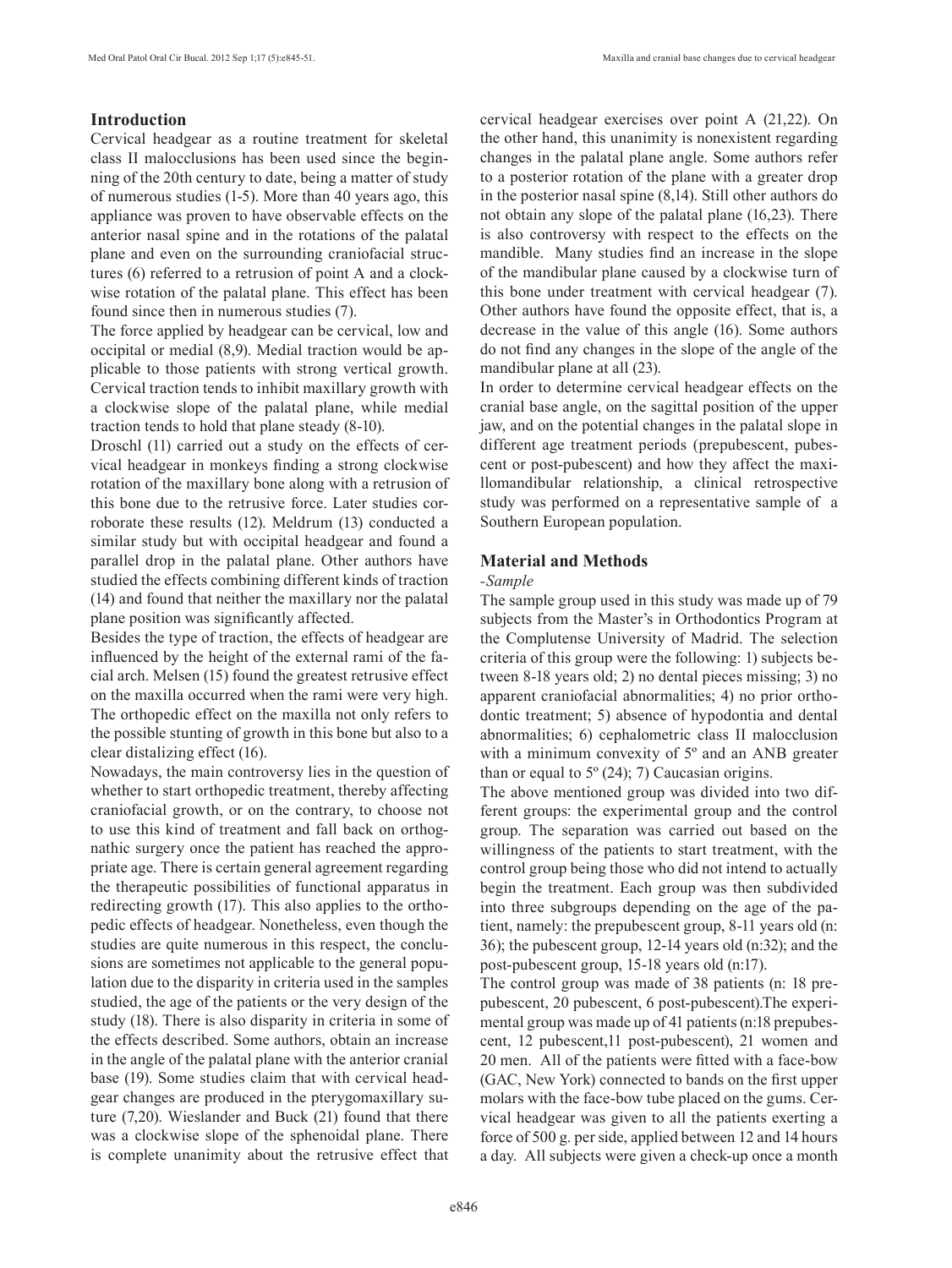## Introduction

Cervical headgear as a routine treatment for skeletal class II malocclusions has been used since the beginning of the 20th century to date, being a matter of study of numerous studies (1-5). More than 40 years ago, this appliance was proven to have observable effects on the anterior nasal spine and in the rotations of the palatal plane and even on the surrounding craniofacial structures (6) referred to a retrusion of point A and a clockwise rotation of the palatal plane. This effect has been found since then in numerous studies (7).

The force applied by headgear can be cervical, low and occipital or medial (8,9). Medial traction would be applicable to those patients with strong vertical growth. Cervical traction tends to inhibit maxillary growth with a clockwise slope of the palatal plane, while medial traction tends to hold that plane steady (8-10).

Droschl (11) carried out a study on the effects of cervical headgear in monkeys finding a strong clockwise rotation of the maxillary bone along with a retrusion of this bone due to the retrusive force. Later studies corroborate these results (12). Meldrum (13) conducted a similar study but with occipital headgear and found a parallel drop in the palatal plane. Other authors have studied the effects combining different kinds of traction (14) and found that neither the maxillary nor the palatal plane position was significantly affected.

Besides the type of traction, the effects of headgear are influenced by the height of the external rami of the facial arch. Melsen (15) found the greatest retrusive effect on the maxilla occurred when the rami were very high. The orthopedic effect on the maxilla not only refers to the possible stunting of growth in this bone but also to a clear distalizing effect (16).

Nowadays, the main controversy lies in the question of whether to start orthopedic treatment, thereby affecting craniofacial growth, or on the contrary, to choose not to use this kind of treatment and fall back on orthognathic surgery once the patient has reached the appropriate age. There is certain general agreement regarding the therapeutic possibilities of functional apparatus in redirecting growth (17). This also applies to the orthopedic effects of headgear. Nonetheless, even though the studies are quite numerous in this respect, the conclusions are sometimes not applicable to the general population due to the disparity in criteria used in the samples studied, the age of the patients or the very design of the study (18). There is also disparity in criteria in some of the effects described. Some authors, obtain an increase in the angle of the palatal plane with the anterior cranial base (19). Some studies claim that with cervical headgear changes are produced in the pterygomaxillary suture (7,20). Wieslander and Buck (21) found that there was a clockwise slope of the sphenoidal plane. There is complete unanimity about the retrusive effect that cervical headgear exercises over point A (21,22). On the other hand, this unanimity is nonexistent regarding changes in the palatal plane angle. Some authors refer to a posterior rotation of the plane with a greater drop in the posterior nasal spine (8,14). Still other authors do not obtain any slope of the palatal plane (16,23). There is also controversy with respect to the effects on the mandible. Many studies find an increase in the slope of the mandibular plane caused by a clockwise turn of this bone under treatment with cervical headgear (7). Other authors have found the opposite effect, that is, a decrease in the value of this angle (16). Some authors do not find any changes in the slope of the angle of the mandibular plane at all (23).

In order to determine cervical headgear effects on the cranial base angle, on the sagittal position of the upper jaw, and on the potential changes in the palatal slope in different age treatment periods (prepubescent, pubescent or post-pubescent) and how they affect the maxillomandibular relationship, a clinical retrospective study was performed on a representative sample of a Southern European population.

## Material and Methods

*-Sample*

The sample group used in this study was made up of 79 subjects from the Master's in Orthodontics Program at the Complutense University of Madrid. The selection criteria of this group were the following: 1) subjects between 8-18 years old; 2) no dental pieces missing; 3) no apparent craniofacial abnormalities; 4) no prior orthodontic treatment; 5) absence of hypodontia and dental abnormalities; 6) cephalometric class II malocclusion with a minimum convexity of 5º and an ANB greater than or equal to 5º (24); 7) Caucasian origins.

The above mentioned group was divided into two different groups: the experimental group and the control group. The separation was carried out based on the willingness of the patients to start treatment, with the control group being those who did not intend to actually begin the treatment. Each group was then subdivided into three subgroups depending on the age of the patient, namely: the prepubescent group, 8-11 years old (n: 36); the pubescent group, 12-14 years old (n:32); and the post-pubescent group, 15-18 years old (n:17).

The control group was made of 38 patients (n: 18 prepubescent, 20 pubescent, 6 post-pubescent).The experimental group was made up of 41 patients (n:18 prepubescent, 12 pubescent,11 post-pubescent), 21 women and 20 men. All of the patients were fitted with a face-bow (GAC, New York) connected to bands on the first upper molars with the face-bow tube placed on the gums. Cervical headgear was given to all the patients exerting a force of 500 g. per side, applied between 12 and 14 hours a day. All subjects were given a check-up once a month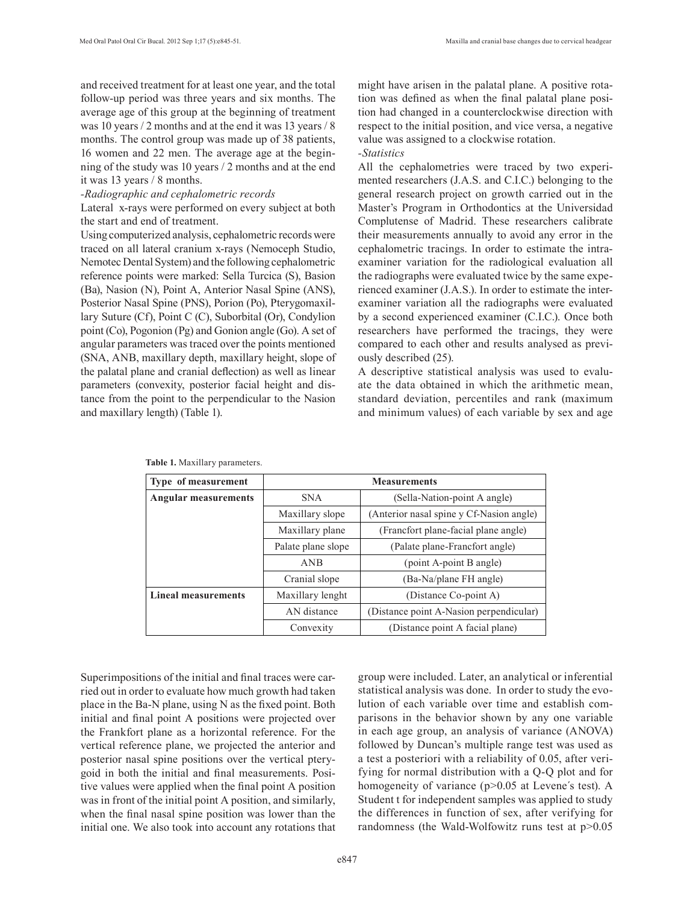and received treatment for at least one year, and the total follow-up period was three years and six months. The average age of this group at the beginning of treatment was 10 years / 2 months and at the end it was 13 years / 8 months. The control group was made up of 38 patients, 16 women and 22 men. The average age at the beginning of the study was 10 years / 2 months and at the end it was 13 years / 8 months.

*-Radiographic and cephalometric records*

Lateral x-rays were performed on every subject at both the start and end of treatment.

Using computerized analysis, cephalometric records were traced on all lateral cranium x-rays (Nemoceph Studio, Nemotec Dental System) and the following cephalometric reference points were marked: Sella Turcica (S), Basion (Ba), Nasion (N), Point A, Anterior Nasal Spine (ANS), Posterior Nasal Spine (PNS), Porion (Po), Pterygomaxillary Suture (Cf), Point C (C), Suborbital (Or), Condylion point (Co), Pogonion (Pg) and Gonion angle (Go). A set of angular parameters was traced over the points mentioned (SNA, ANB, maxillary depth, maxillary height, slope of the palatal plane and cranial deflection) as well as linear parameters (convexity, posterior facial height and distance from the point to the perpendicular to the Nasion and maxillary length) (Table 1).

**Table 1.** Maxillary parameters.

| Type of measurement | Measurements | |
|---|---|---|
| **Angular measurements** | SNA | (Sella-Nation-point A angle) |
| | Maxillary slope | (Anterior nasal spine y Cf-Nasion angle) |
| | Maxillary plane | (Francfort plane-facial plane angle) |
| | Palate plane slope | (Palate plane-Francfort angle) |
| | ANB | (point A-point B angle) |
| | Cranial slope | (Ba-Na/plane FH angle) |
| **Lineal measurements** | Maxillary lenght | (Distance Co-point A) |
| | AN distance | (Distance point A-Nasion perpendicular) |
| | Convexity | (Distance point A facial plane) |

Superimpositions of the initial and final traces were carried out in order to evaluate how much growth had taken place in the Ba-N plane, using N as the fixed point. Both initial and final point A positions were projected over the Frankfort plane as a horizontal reference. For the vertical reference plane, we projected the anterior and posterior nasal spine positions over the vertical pterygoid in both the initial and final measurements. Positive values were applied when the final point A position was in front of the initial point A position, and similarly, when the final nasal spine position was lower than the initial one. We also took into account any rotations that might have arisen in the palatal plane. A positive rotation was defined as when the final palatal plane position had changed in a counterclockwise direction with respect to the initial position, and vice versa, a negative value was assigned to a clockwise rotation.

*-Statistics*

All the cephalometries were traced by two experimented researchers (J.A.S. and C.I.C.) belonging to the general research project on growth carried out in the Master's Program in Orthodontics at the Universidad Complutense of Madrid. These researchers calibrate their measurements annually to avoid any error in the cephalometric tracings. In order to estimate the intra-examiner variation for the radiological evaluation all the radiographs were evaluated twice by the same experienced examiner (J.A.S.). In order to estimate the inter-examiner variation all the radiographs were evaluated by a second experienced examiner (C.I.C.). Once both researchers have performed the tracings, they were compared to each other and results analysed as previously described (25).

A descriptive statistical analysis was used to evaluate the data obtained in which the arithmetic mean, standard deviation, percentiles and rank (maximum and minimum values) of each variable by sex and age group were included. Later, an analytical or inferential statistical analysis was done. In order to study the evolution of each variable over time and establish comparisons in the behavior shown by any one variable in each age group, an analysis of variance (ANOVA) followed by Duncan's multiple range test was used as a test a posteriori with a reliability of 0.05, after verifying for normal distribution with a Q-Q plot and for homogeneity of variance ($p>0.05$ at Levene´s test). A Student t for independent samples was applied to study the differences in function of sex, after verifying for randomness (the Wald-Wolfowitz runs test at $p>0.05$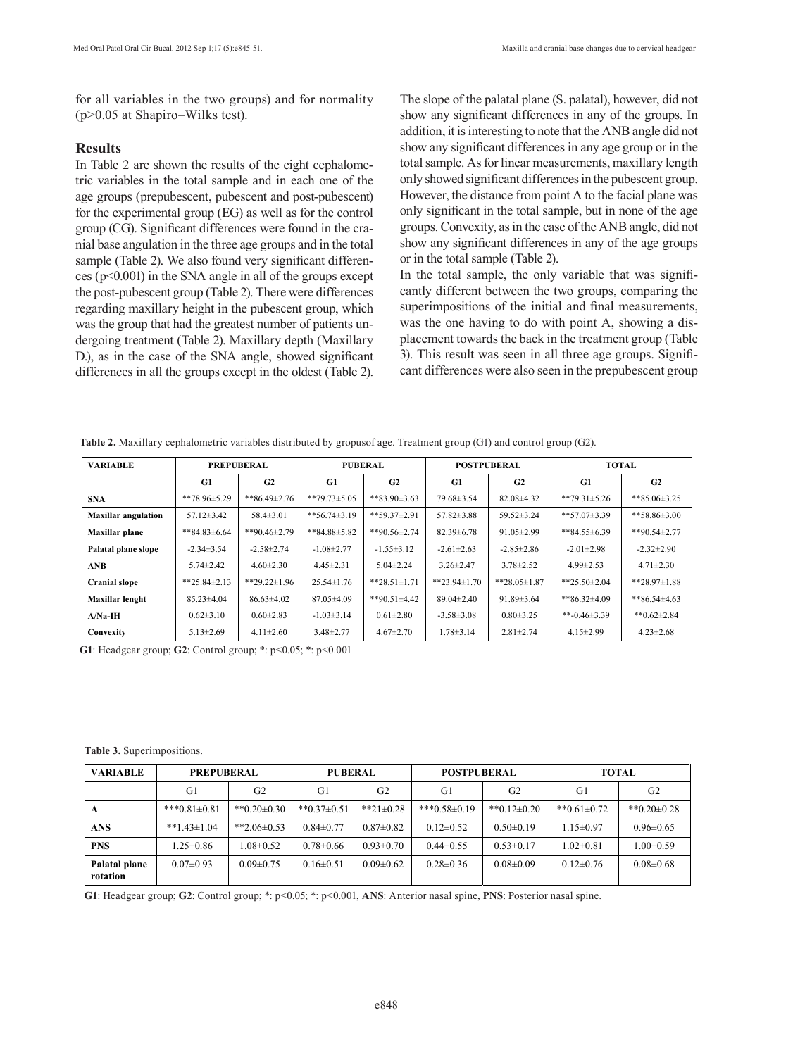for all variables in the two groups) and for normality (p>0.05 at Shapiro–Wilks test).

## Results

In Table 2 are shown the results of the eight cephalometric variables in the total sample and in each one of the age groups (prepubescent, pubescent and post-pubescent) for the experimental group (EG) as well as for the control group (CG). Significant differences were found in the cranial base angulation in the three age groups and in the total sample (Table 2). We also found very significant differences (p<0.001) in the SNA angle in all of the groups except the post-pubescent group (Table 2). There were differences regarding maxillary height in the pubescent group, which was the group that had the greatest number of patients undergoing treatment (Table 2). Maxillary depth (Maxillary D.), as in the case of the SNA angle, showed significant differences in all the groups except in the oldest (Table 2). The slope of the palatal plane (S. palatal), however, did not show any significant differences in any of the groups. In addition, it is interesting to note that the ANB angle did not show any significant differences in any age group or in the total sample. As for linear measurements, maxillary length only showed significant differences in the pubescent group. However, the distance from point A to the facial plane was only significant in the total sample, but in none of the age groups. Convexity, as in the case of the ANB angle, did not show any significant differences in any of the age groups or in the total sample (Table 2).

In the total sample, the only variable that was significantly different between the two groups, comparing the superimpositions of the initial and final measurements, was the one having to do with point A, showing a displacement towards the back in the treatment group (Table 3). This result was seen in all three age groups. Significant differences were also seen in the prepubescent group

**Table 2.** Maxillary cephalometric variables distributed by gropusof age. Treatment group (G1) and control group (G2).

| VARIABLE | PREPUBERAL | | PUBERAL | | POSTPUBERAL | | TOTAL | |
|---|---|---|---|---|---|---|---|---|
| | G1 | G2 | G1 | G2 | G1 | G2 | G1 | G2 |
| SNA | **78.96±5.29 | **86.49±2.76 | **79.73±5.05 | **83.90±3.63 | 79.68±3.54 | 82.08±4.32 | **79.31±5.26 | **85.06±3.25 |
| Maxillar angulation | 57.12±3.42 | 58.4±3.01 | **56.74±3.19 | **59.37±2.91 | 57.82±3.88 | 59.52±3.24 | **57.07±3.39 | **58.86±3.00 |
| Maxillar plane | **84.83±6.64 | **90.46±2.79 | **84.88±5.82 | **90.56±2.74 | 82.39±6.78 | 91.05±2.99 | **84.55±6.39 | **90.54±2.77 |
| Palatal plane slope | -2.34±3.54 | -2.58±2.74 | -1.08±2.77 | -1.55±3.12 | -2.61±2.63 | -2.85±2.86 | -2.01±2.98 | -2.32±2.90 |
| ANB | 5.74±2.42 | 4.60±2.30 | 4.45±2.31 | 5.04±2.24 | 3.26±2.47 | 3.78±2.52 | 4.99±2.53 | 4.71±2.30 |
| Cranial slope | **25.84±2.13 | **29.22±1.96 | 25.54±1.76 | **28.51±1.71 | **23.94±1.70 | **28.05±1.87 | **25.50±2.04 | **28.97±1.88 |
| Maxillar lenght | 85.23±4.04 | 86.63±4.02 | 87.05±4.09 | **90.51±4.42 | 89.04±2.40 | 91.89±3.64 | **86.32±4.09 | **86.54±4.63 |
| A/Na-IH | 0.62±3.10 | 0.60±2.83 | -1.03±3.14 | 0.61±2.80 | -3.58±3.08 | 0.80±3.25 | **-0.46±3.39 | **0.62±2.84 |
| Convexity | 5.13±2.69 | 4.11±2.60 | 3.48±2.77 | 4.67±2.70 | 1.78±3.14 | 2.81±2.74 | 4.15±2.99 | 4.23±2.68 |

**G1**: Headgear group; **G2**: Control group; *: p<0.05; *: p<0.001

**Table 3.** Superimpositions.

| VARIABLE | PREPUBERAL | | PUBERAL | | POSTPUBERAL | | TOTAL | |
|---|---|---|---|---|---|---|---|---|
| | G1 | G2 | G1 | G2 | G1 | G2 | G1 | G2 |
| A | ***0.81±0.81 | **0.20±0.30 | **0.37±0.51 | **21±0.28 | ***0.58±0.19 | **0.12±0.20 | **0.61±0.72 | **0.20±0.28 |
| ANS | **1.43±1.04 | **2.06±0.53 | 0.84±0.77 | 0.87±0.82 | 0.12±0.52 | 0.50±0.19 | 1.15±0.97 | 0.96±0.65 |
| PNS | 1.25±0.86 | 1.08±0.52 | 0.78±0.66 | 0.93±0.70 | 0.44±0.55 | 0.53±0.17 | 1.02±0.81 | 1.00±0.59 |
| Palatal plane rotation | 0.07±0.93 | 0.09±0.75 | 0.16±0.51 | 0.09±0.62 | 0.28±0.36 | 0.08±0.09 | 0.12±0.76 | 0.08±0.68 |

**G1**: Headgear group; **G2**: Control group; *: p<0.05; *: p<0.001, **ANS**: Anterior nasal spine, **PNS**: Posterior nasal spine.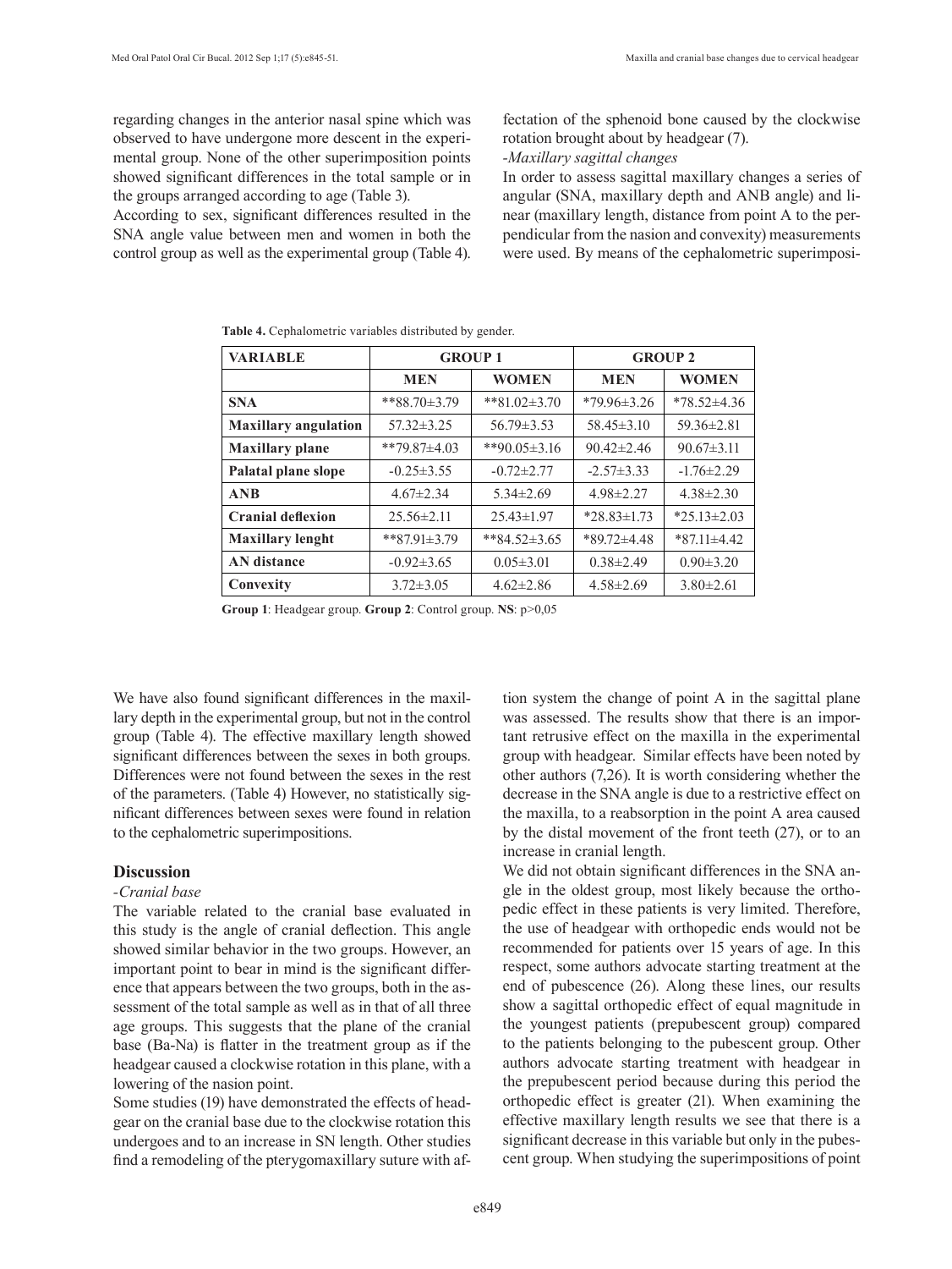regarding changes in the anterior nasal spine which was observed to have undergone more descent in the experimental group. None of the other superimposition points showed significant differences in the total sample or in the groups arranged according to age (Table 3).

According to sex, significant differences resulted in the SNA angle value between men and women in both the control group as well as the experimental group (Table 4).

**Table 4.** Cephalometric variables distributed by gender.

| VARIABLE | GROUP 1 | | GROUP 2 | |
|---|---|---|---|---|
| | MEN | WOMEN | MEN | WOMEN |
| **SNA** | **88.70±3.79 | **81.02±3.70 | *79.96±3.26 | *78.52±4.36 |
| **Maxillary angulation** | 57.32±3.25 | 56.79±3.53 | 58.45±3.10 | 59.36±2.81 |
| **Maxillary plane** | **79.87±4.03 | **90.05±3.16 | 90.42±2.46 | 90.67±3.11 |
| **Palatal plane slope** | -0.25±3.55 | -0.72±2.77 | -2.57±3.33 | -1.76±2.29 |
| **ANB** | 4.67±2.34 | 5.34±2.69 | 4.98±2.27 | 4.38±2.30 |
| **Cranial deflexion** | 25.56±2.11 | 25.43±1.97 | *28.83±1.73 | *25.13±2.03 |
| **Maxillary lenght** | **87.91±3.79 | **84.52±3.65 | *89.72±4.48 | *87.11±4.42 |
| **AN distance** | -0.92±3.65 | 0.05±3.01 | 0.38±2.49 | 0.90±3.20 |
| **Convexity** | 3.72±3.05 | 4.62±2.86 | 4.58±2.69 | 3.80±2.61 |

**Group 1**: Headgear group. **Group 2**: Control group. **NS**: p>0,05

We have also found significant differences in the maxillary depth in the experimental group, but not in the control group (Table 4). The effective maxillary length showed significant differences between the sexes in both groups. Differences were not found between the sexes in the rest of the parameters. (Table 4) However, no statistically significant differences between sexes were found in relation to the cephalometric superimpositions.

## Discussion

*-Cranial base*

The variable related to the cranial base evaluated in this study is the angle of cranial deflection. This angle showed similar behavior in the two groups. However, an important point to bear in mind is the significant difference that appears between the two groups, both in the assessment of the total sample as well as in that of all three age groups. This suggests that the plane of the cranial base (Ba-Na) is flatter in the treatment group as if the headgear caused a clockwise rotation in this plane, with a lowering of the nasion point.

Some studies (19) have demonstrated the effects of headgear on the cranial base due to the clockwise rotation this undergoes and to an increase in SN length. Other studies find a remodeling of the pterygomaxillary suture with affectation of the sphenoid bone caused by the clockwise rotation brought about by headgear (7).

*-Maxillary sagittal changes*

In order to assess sagittal maxillary changes a series of angular (SNA, maxillary depth and ANB angle) and linear (maxillary length, distance from point A to the perpendicular from the nasion and convexity) measurements were used. By means of the cephalometric superimposition system the change of point A in the sagittal plane was assessed. The results show that there is an important retrusive effect on the maxilla in the experimental group with headgear. Similar effects have been noted by other authors (7,26). It is worth considering whether the decrease in the SNA angle is due to a restrictive effect on the maxilla, to a reabsorption in the point A area caused by the distal movement of the front teeth (27), or to an increase in cranial length.

We did not obtain significant differences in the SNA angle in the oldest group, most likely because the orthopedic effect in these patients is very limited. Therefore, the use of headgear with orthopedic ends would not be recommended for patients over 15 years of age. In this respect, some authors advocate starting treatment at the end of pubescence (26). Along these lines, our results show a sagittal orthopedic effect of equal magnitude in the youngest patients (prepubescent group) compared to the patients belonging to the pubescent group. Other authors advocate starting treatment with headgear in the prepubescent period because during this period the orthopedic effect is greater (21). When examining the effective maxillary length results we see that there is a significant decrease in this variable but only in the pubescent group. When studying the superimpositions of point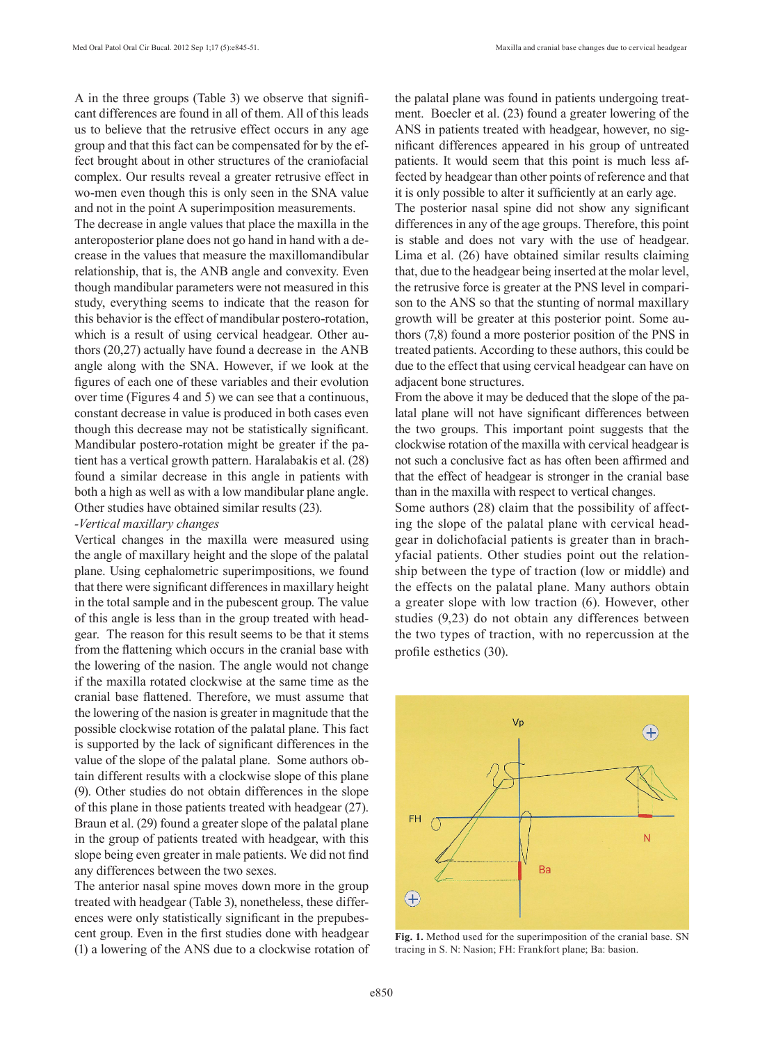A in the three groups (Table 3) we observe that significant differences are found in all of them. All of this leads us to believe that the retrusive effect occurs in any age group and that this fact can be compensated for by the effect brought about in other structures of the craniofacial complex. Our results reveal a greater retrusive effect in wo-men even though this is only seen in the SNA value and not in the point A superimposition measurements.

The decrease in angle values that place the maxilla in the anteroposterior plane does not go hand in hand with a decrease in the values that measure the maxillomandibular relationship, that is, the ANB angle and convexity. Even though mandibular parameters were not measured in this study, everything seems to indicate that the reason for this behavior is the effect of mandibular postero-rotation, which is a result of using cervical headgear. Other authors (20,27) actually have found a decrease in the ANB angle along with the SNA. However, if we look at the figures of each one of these variables and their evolution over time (Figures 4 and 5) we can see that a continuous, constant decrease in value is produced in both cases even though this decrease may not be statistically significant. Mandibular postero-rotation might be greater if the patient has a vertical growth pattern. Haralabakis et al. (28) found a similar decrease in this angle in patients with both a high as well as with a low mandibular plane angle. Other studies have obtained similar results (23).

*-Vertical maxillary changes*

Vertical changes in the maxilla were measured using the angle of maxillary height and the slope of the palatal plane. Using cephalometric superimpositions, we found that there were significant differences in maxillary height in the total sample and in the pubescent group. The value of this angle is less than in the group treated with headgear. The reason for this result seems to be that it stems from the flattening which occurs in the cranial base with the lowering of the nasion. The angle would not change if the maxilla rotated clockwise at the same time as the cranial base flattened. Therefore, we must assume that the lowering of the nasion is greater in magnitude that the possible clockwise rotation of the palatal plane. This fact is supported by the lack of significant differences in the value of the slope of the palatal plane. Some authors obtain different results with a clockwise slope of this plane (9). Other studies do not obtain differences in the slope of this plane in those patients treated with headgear (27). Braun et al. (29) found a greater slope of the palatal plane in the group of patients treated with headgear, with this slope being even greater in male patients. We did not find any differences between the two sexes.

The anterior nasal spine moves down more in the group treated with headgear (Table 3), nonetheless, these differences were only statistically significant in the prepubescent group. Even in the first studies done with headgear (1) a lowering of the ANS due to a clockwise rotation of the palatal plane was found in patients undergoing treatment. Boecler et al. (23) found a greater lowering of the ANS in patients treated with headgear, however, no significant differences appeared in his group of untreated patients. It would seem that this point is much less affected by headgear than other points of reference and that it is only possible to alter it sufficiently at an early age.

The posterior nasal spine did not show any significant differences in any of the age groups. Therefore, this point is stable and does not vary with the use of headgear. Lima et al. (26) have obtained similar results claiming that, due to the headgear being inserted at the molar level, the retrusive force is greater at the PNS level in comparison to the ANS so that the stunting of normal maxillary growth will be greater at this posterior point. Some authors (7,8) found a more posterior position of the PNS in treated patients. According to these authors, this could be due to the effect that using cervical headgear can have on adjacent bone structures.

From the above it may be deduced that the slope of the palatal plane will not have significant differences between the two groups. This important point suggests that the clockwise rotation of the maxilla with cervical headgear is not such a conclusive fact as has often been affirmed and that the effect of headgear is stronger in the cranial base than in the maxilla with respect to vertical changes.

Some authors (28) claim that the possibility of affecting the slope of the palatal plane with cervical headgear in dolichofacial patients is greater than in brachyfacial patients. Other studies point out the relationship between the type of traction (low or middle) and the effects on the palatal plane. Many authors obtain a greater slope with low traction (6). However, other studies (9,23) do not obtain any differences between the two types of traction, with no repercussion at the profile esthetics (30).

Vp
FH
N
Ba
+
+

**Fig. 1.** Method used for the superimposition of the cranial base. SN tracing in S. N: Nasion; FH: Frankfort plane; Ba: basion.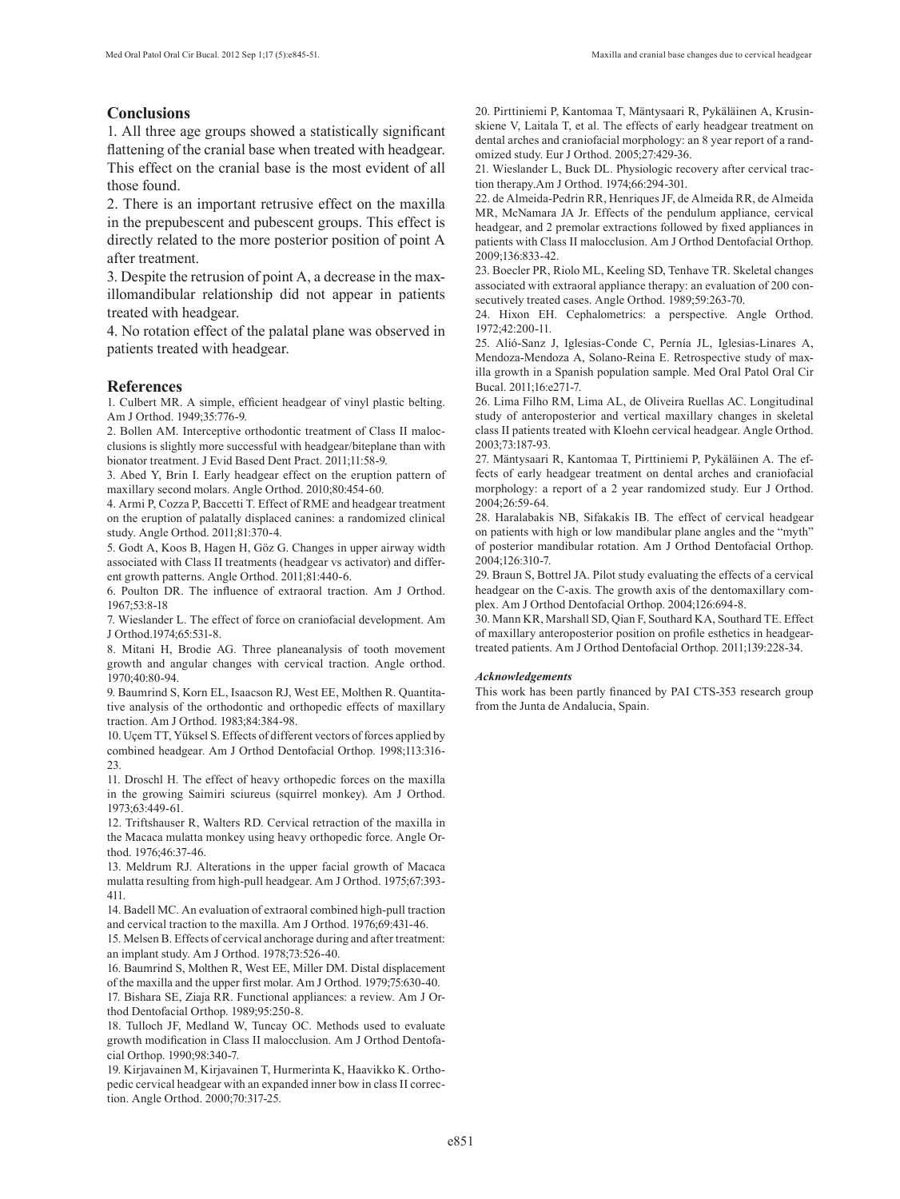## Conclusions

1. All three age groups showed a statistically significant flattening of the cranial base when treated with headgear. This effect on the cranial base is the most evident of all those found.

2. There is an important retrusive effect on the maxilla in the prepubescent and pubescent groups. This effect is directly related to the more posterior position of point A after treatment.

3. Despite the retrusion of point A, a decrease in the maxillomandibular relationship did not appear in patients treated with headgear.

4. No rotation effect of the palatal plane was observed in patients treated with headgear.

## References

1. Culbert MR. A simple, efficient headgear of vinyl plastic belting. Am J Orthod. 1949;35:776-9.
2. Bollen AM. Interceptive orthodontic treatment of Class II malocclusions is slightly more successful with headgear/biteplane than with bionator treatment. J Evid Based Dent Pract. 2011;11:58-9.
3. Abed Y, Brin I. Early headgear effect on the eruption pattern of maxillary second molars. Angle Orthod. 2010;80:454-60.
4. Armi P, Cozza P, Baccetti T. Effect of RME and headgear treatment on the eruption of palatally displaced canines: a randomized clinical study. Angle Orthod. 2011;81:370-4.
5. Godt A, Koos B, Hagen H, Göz G. Changes in upper airway width associated with Class II treatments (headgear vs activator) and different growth patterns. Angle Orthod. 2011;81:440-6.
6. Poulton DR. The influence of extraoral traction. Am J Orthod. 1967;53:8-18
7. Wieslander L. The effect of force on craniofacial development. Am J Orthod.1974;65:531-8.
8. Mitani H, Brodie AG. Three planeanalysis of tooth movement growth and angular changes with cervical traction. Angle orthod. 1970;40:80-94.
9. Baumrind S, Korn EL, Isaacson RJ, West EE, Molthen R. Quantitative analysis of the orthodontic and orthopedic effects of maxillary traction. Am J Orthod. 1983;84:384-98.
10. Uçem TT, Yüksel S. Effects of different vectors of forces applied by combined headgear. Am J Orthod Dentofacial Orthop. 1998;113:316-23.
11. Droschl H. The effect of heavy orthopedic forces on the maxilla in the growing Saimiri sciureus (squirrel monkey). Am J Orthod. 1973;63:449-61.
12. Triftshauser R, Walters RD. Cervical retraction of the maxilla in the Macaca mulatta monkey using heavy orthopedic force. Angle Orthod. 1976;46:37-46.
13. Meldrum RJ. Alterations in the upper facial growth of Macaca mulatta resulting from high-pull headgear. Am J Orthod. 1975;67:393-411.
14. Badell MC. An evaluation of extraoral combined high-pull traction and cervical traction to the maxilla. Am J Orthod. 1976;69:431-46.
15. Melsen B. Effects of cervical anchorage during and after treatment: an implant study. Am J Orthod. 1978;73:526-40.
16. Baumrind S, Molthen R, West EE, Miller DM. Distal displacement of the maxilla and the upper first molar. Am J Orthod. 1979;75:630-40.
17. Bishara SE, Ziaja RR. Functional appliances: a review. Am J Orthod Dentofacial Orthop. 1989;95:250-8.
18. Tulloch JF, Medland W, Tuncay OC. Methods used to evaluate growth modification in Class II malocclusion. Am J Orthod Dentofacial Orthop. 1990;98:340-7.
19. Kirjavainen M, Kirjavainen T, Hurmerinta K, Haavikko K. Orthopedic cervical headgear with an expanded inner bow in class II correction. Angle Orthod. 2000;70:317-25.
20. Pirttiniemi P, Kantomaa T, Mäntysaari R, Pykäläinen A, Krusinskiene V, Laitala T, et al. The effects of early headgear treatment on dental arches and craniofacial morphology: an 8 year report of a randomized study. Eur J Orthod. 2005;27:429-36.
21. Wieslander L, Buck DL. Physiologic recovery after cervical traction therapy.Am J Orthod. 1974;66:294-301.
22. de Almeida-Pedrin RR, Henriques JF, de Almeida RR, de Almeida MR, McNamara JA Jr. Effects of the pendulum appliance, cervical headgear, and 2 premolar extractions followed by fixed appliances in patients with Class II malocclusion. Am J Orthod Dentofacial Orthop. 2009;136:833-42.
23. Boecler PR, Riolo ML, Keeling SD, Tenhave TR. Skeletal changes associated with extraoral appliance therapy: an evaluation of 200 consecutively treated cases. Angle Orthod. 1989;59:263-70.
24. Hixon EH. Cephalometrics: a perspective. Angle Orthod. 1972;42:200-11.
25. Alió-Sanz J, Iglesias-Conde C, Pernía JL, Iglesias-Linares A, Mendoza-Mendoza A, Solano-Reina E. Retrospective study of maxilla growth in a Spanish population sample. Med Oral Patol Oral Cir Bucal. 2011;16:e271-7.
26. Lima Filho RM, Lima AL, de Oliveira Ruellas AC. Longitudinal study of anteroposterior and vertical maxillary changes in skeletal class II patients treated with Kloehn cervical headgear. Angle Orthod. 2003;73:187-93.
27. Mäntysaari R, Kantomaa T, Pirttiniemi P, Pykäläinen A. The effects of early headgear treatment on dental arches and craniofacial morphology: a report of a 2 year randomized study. Eur J Orthod. 2004;26:59-64.
28. Haralabakis NB, Sifakakis IB. The effect of cervical headgear on patients with high or low mandibular plane angles and the "myth" of posterior mandibular rotation. Am J Orthod Dentofacial Orthop. 2004;126:310-7.
29. Braun S, Bottrel JA. Pilot study evaluating the effects of a cervical headgear on the C-axis. The growth axis of the dentomaxillary complex. Am J Orthod Dentofacial Orthop. 2004;126:694-8.
30. Mann KR, Marshall SD, Qian F, Southard KA, Southard TE. Effect of maxillary anteroposterior position on profile esthetics in headgear-treated patients. Am J Orthod Dentofacial Orthop. 2011;139:228-34.

#### *Acknowledgements*

This work has been partly financed by PAI CTS-353 research group from the Junta de Andalucia, Spain.